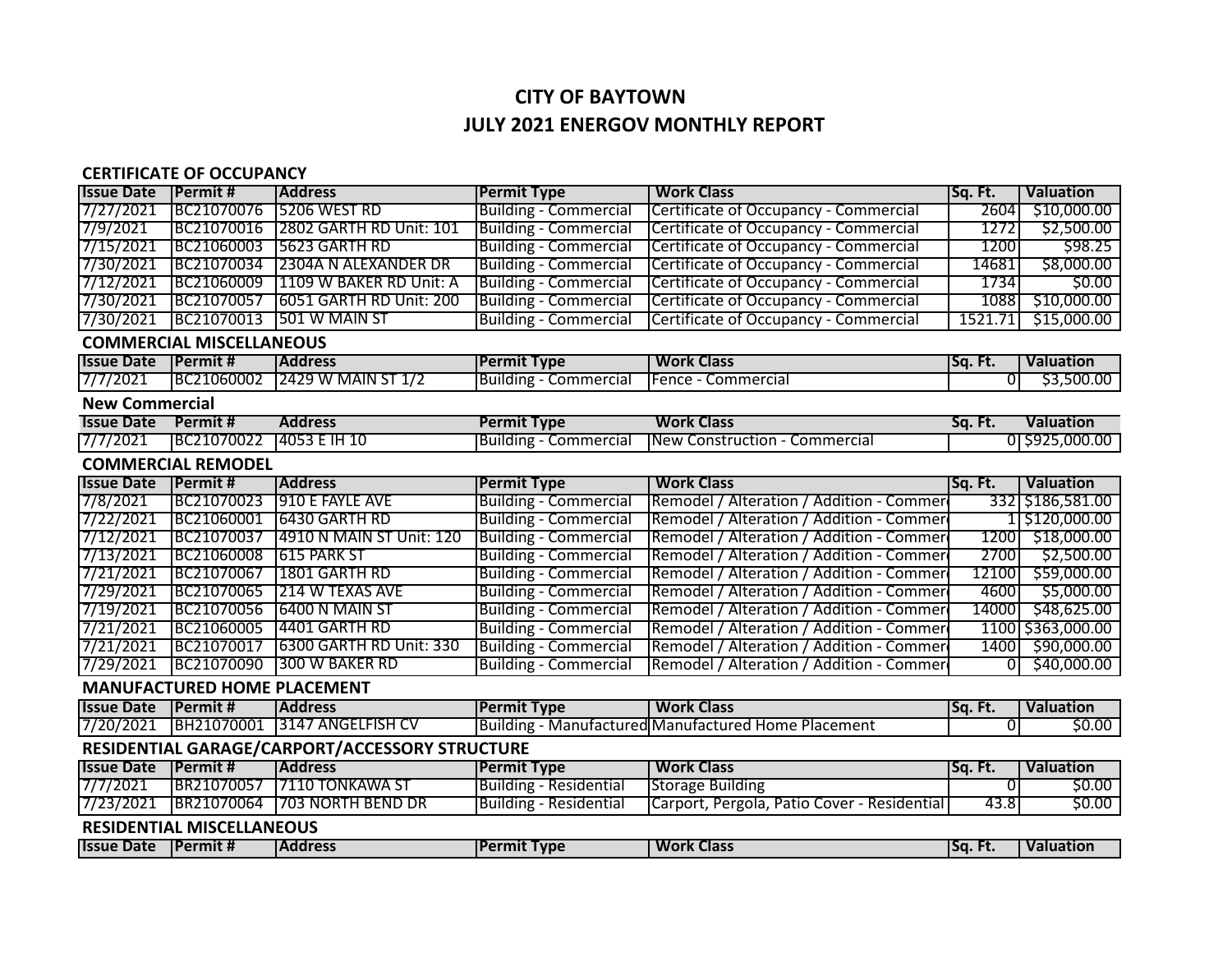# CITY OF BAYTOWN

## JULY 2021 ENERGOV MONTHLY REPORT

### CERTIFICATE OF OCCUPANCY

| Issue Date | Permit # | Address | Permit Type | Work Class | Sq. Ft. | Valuation |
|---|---|---|---|---|---|---|
| 7/27/2021 | BC21070076 | 5206 WEST RD | Building - Commercial | Certificate of Occupancy - Commercial | 2604 | $10,000.00 |
| 7/9/2021 | BC21070016 | 2802 GARTH RD Unit: 101 | Building - Commercial | Certificate of Occupancy - Commercial | 1272 | $2,500.00 |
| 7/15/2021 | BC21060003 | 5623 GARTH RD | Building - Commercial | Certificate of Occupancy - Commercial | 1200 | $98.25 |
| 7/30/2021 | BC21070034 | 2304A N ALEXANDER DR | Building - Commercial | Certificate of Occupancy - Commercial | 14681 | $8,000.00 |
| 7/12/2021 | BC21060009 | 1109 W BAKER RD Unit: A | Building - Commercial | Certificate of Occupancy - Commercial | 1734 | $0.00 |
| 7/30/2021 | BC21070057 | 6051 GARTH RD Unit: 200 | Building - Commercial | Certificate of Occupancy - Commercial | 1088 | $10,000.00 |
| 7/30/2021 | BC21070013 | 501 W MAIN ST | Building - Commercial | Certificate of Occupancy - Commercial | 1521.71 | $15,000.00 |

### COMMERCIAL MISCELLANEOUS

| Issue Date | Permit # | Address | Permit Type | Work Class | Sq. Ft. | Valuation |
|---|---|---|---|---|---|---|
| 7/7/2021 | BC21060002 | 2429 W MAIN ST 1/2 | Building - Commercial | Fence - Commercial | 0 | $3,500.00 |

### New Commercial

| Issue Date | Permit # | Address | Permit Type | Work Class | Sq. Ft. | Valuation |
|---|---|---|---|---|---|---|
| 7/7/2021 | BC21070022 | 4053 E IH 10 | Building - Commercial | New Construction - Commercial | 0 | $925,000.00 |

### COMMERCIAL REMODEL

| Issue Date | Permit # | Address | Permit Type | Work Class | Sq. Ft. | Valuation |
|---|---|---|---|---|---|---|
| 7/8/2021 | BC21070023 | 910 E FAYLE AVE | Building - Commercial | Remodel / Alteration / Addition - Commer | 332 | $186,581.00 |
| 7/22/2021 | BC21060001 | 6430 GARTH RD | Building - Commercial | Remodel / Alteration / Addition - Commer | 1 | $120,000.00 |
| 7/12/2021 | BC21070037 | 4910 N MAIN ST Unit: 120 | Building - Commercial | Remodel / Alteration / Addition - Commer | 1200 | $18,000.00 |
| 7/13/2021 | BC21060008 | 615 PARK ST | Building - Commercial | Remodel / Alteration / Addition - Commer | 2700 | $2,500.00 |
| 7/21/2021 | BC21070067 | 1801 GARTH RD | Building - Commercial | Remodel / Alteration / Addition - Commer | 12100 | $59,000.00 |
| 7/29/2021 | BC21070065 | 214 W TEXAS AVE | Building - Commercial | Remodel / Alteration / Addition - Commer | 4600 | $5,000.00 |
| 7/19/2021 | BC21070056 | 6400 N MAIN ST | Building - Commercial | Remodel / Alteration / Addition - Commer | 14000 | $48,625.00 |
| 7/21/2021 | BC21060005 | 4401 GARTH RD | Building - Commercial | Remodel / Alteration / Addition - Commer | 1100 | $363,000.00 |
| 7/21/2021 | BC21070017 | 6300 GARTH RD Unit: 330 | Building - Commercial | Remodel / Alteration / Addition - Commer | 1400 | $90,000.00 |
| 7/29/2021 | BC21070090 | 300 W BAKER RD | Building - Commercial | Remodel / Alteration / Addition - Commer | 0 | $40,000.00 |

### MANUFACTURED HOME PLACEMENT

| Issue Date | Permit # | Address | Permit Type | Work Class | Sq. Ft. | Valuation |
|---|---|---|---|---|---|---|
| 7/20/2021 | BH21070001 | 3147 ANGELFISH CV | Building - Manufactured | Manufactured Home Placement | 0 | $0.00 |

### RESIDENTIAL GARAGE/CARPORT/ACCESSORY STRUCTURE

| Issue Date | Permit # | Address | Permit Type | Work Class | Sq. Ft. | Valuation |
|---|---|---|---|---|---|---|
| 7/7/2021 | BR21070057 | 7110 TONKAWA ST | Building - Residential | Storage Building | 0 | $0.00 |
| 7/23/2021 | BR21070064 | 703 NORTH BEND DR | Building - Residential | Carport, Pergola, Patio Cover - Residential | 43.8 | $0.00 |

### RESIDENTIAL MISCELLANEOUS

| Issue Date | Permit # | Address | Permit Type | Work Class | Sq. Ft. | Valuation |
|---|---|---|---|---|---|---|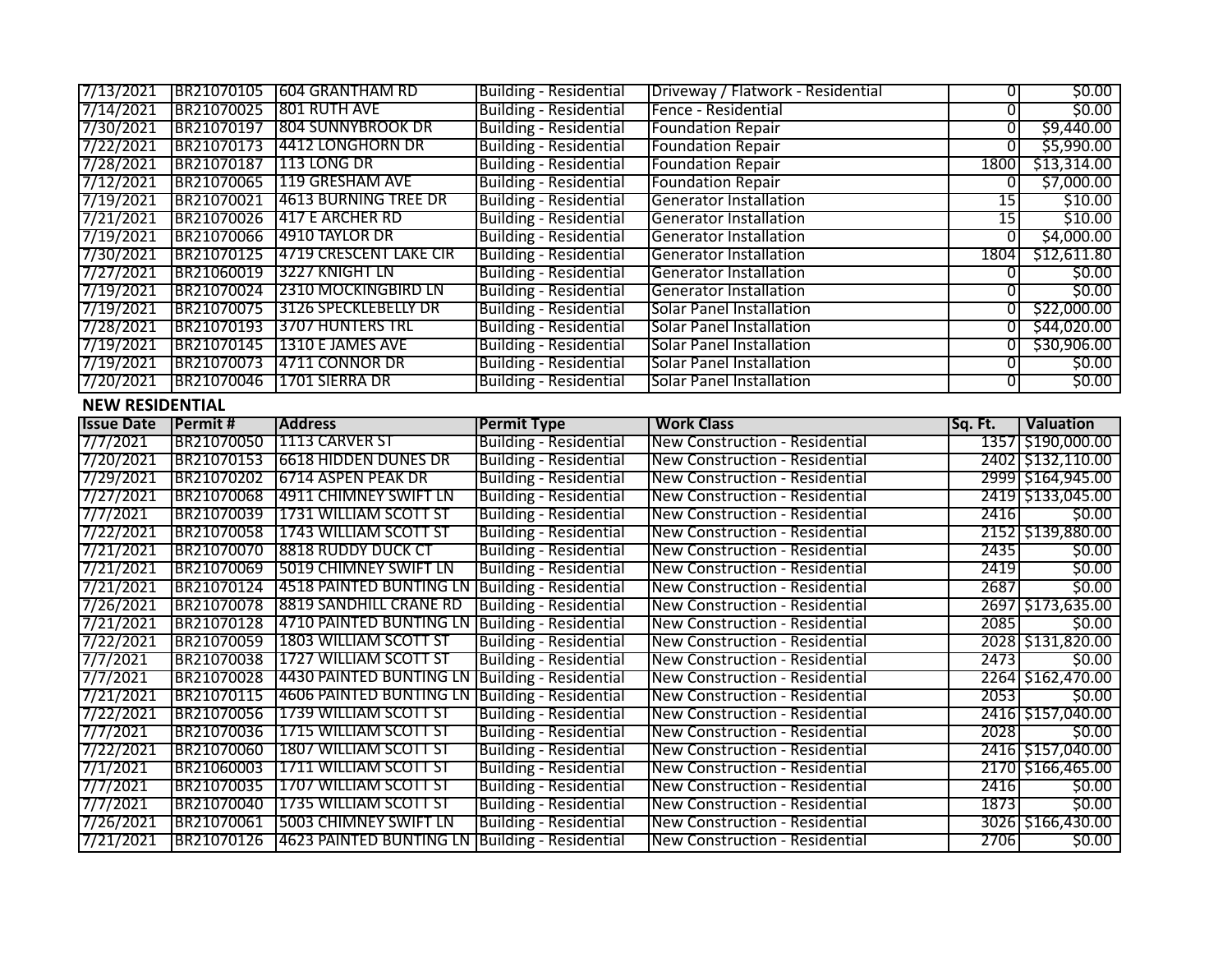| | | | | | | |
|---|---|---|---|---|---|---|
| 7/13/2021 | BR21070105 | 604 GRANTHAM RD | Building - Residential | Driveway / Flatwork - Residential | 0 | $0.00 |
| 7/14/2021 | BR21070025 | 801 RUTH AVE | Building - Residential | Fence - Residential | 0 | $0.00 |
| 7/30/2021 | BR21070197 | 804 SUNNYBROOK DR | Building - Residential | Foundation Repair | 0 | $9,440.00 |
| 7/22/2021 | BR21070173 | 4412 LONGHORN DR | Building - Residential | Foundation Repair | 0 | $5,990.00 |
| 7/28/2021 | BR21070187 | 113 LONG DR | Building - Residential | Foundation Repair | 1800 | $13,314.00 |
| 7/12/2021 | BR21070065 | 119 GRESHAM AVE | Building - Residential | Foundation Repair | 0 | $7,000.00 |
| 7/19/2021 | BR21070021 | 4613 BURNING TREE DR | Building - Residential | Generator Installation | 15 | $10.00 |
| 7/21/2021 | BR21070026 | 417 E ARCHER RD | Building - Residential | Generator Installation | 15 | $10.00 |
| 7/19/2021 | BR21070066 | 4910 TAYLOR DR | Building - Residential | Generator Installation | 0 | $4,000.00 |
| 7/30/2021 | BR21070125 | 4719 CRESCENT LAKE CIR | Building - Residential | Generator Installation | 1804 | $12,611.80 |
| 7/27/2021 | BR21060019 | 3227 KNIGHT LN | Building - Residential | Generator Installation | 0 | $0.00 |
| 7/19/2021 | BR21070024 | 2310 MOCKINGBIRD LN | Building - Residential | Generator Installation | 0 | $0.00 |
| 7/19/2021 | BR21070075 | 3126 SPECKLEBELLY DR | Building - Residential | Solar Panel Installation | 0 | $22,000.00 |
| 7/28/2021 | BR21070193 | 3707 HUNTERS TRL | Building - Residential | Solar Panel Installation | 0 | $44,020.00 |
| 7/19/2021 | BR21070145 | 1310 E JAMES AVE | Building - Residential | Solar Panel Installation | 0 | $30,906.00 |
| 7/19/2021 | BR21070073 | 4711 CONNOR DR | Building - Residential | Solar Panel Installation | 0 | $0.00 |
| 7/20/2021 | BR21070046 | 1701 SIERRA DR | Building - Residential | Solar Panel Installation | 0 | $0.00 |

**NEW RESIDENTIAL**

| Issue Date | Permit # | Address | Permit Type | Work Class | Sq. Ft. | Valuation |
|---|---|---|---|---|---|---|
| 7/7/2021 | BR21070050 | 1113 CARVER ST | Building - Residential | New Construction - Residential | 1357 | $190,000.00 |
| 7/20/2021 | BR21070153 | 6618 HIDDEN DUNES DR | Building - Residential | New Construction - Residential | 2402 | $132,110.00 |
| 7/29/2021 | BR21070202 | 6714 ASPEN PEAK DR | Building - Residential | New Construction - Residential | 2999 | $164,945.00 |
| 7/27/2021 | BR21070068 | 4911 CHIMNEY SWIFT LN | Building - Residential | New Construction - Residential | 2419 | $133,045.00 |
| 7/7/2021 | BR21070039 | 1731 WILLIAM SCOTT ST | Building - Residential | New Construction - Residential | 2416 | $0.00 |
| 7/22/2021 | BR21070058 | 1743 WILLIAM SCOTT ST | Building - Residential | New Construction - Residential | 2152 | $139,880.00 |
| 7/21/2021 | BR21070070 | 8818 RUDDY DUCK CT | Building - Residential | New Construction - Residential | 2435 | $0.00 |
| 7/21/2021 | BR21070069 | 5019 CHIMNEY SWIFT LN | Building - Residential | New Construction - Residential | 2419 | $0.00 |
| 7/21/2021 | BR21070124 | 4518 PAINTED BUNTING LN | Building - Residential | New Construction - Residential | 2687 | $0.00 |
| 7/26/2021 | BR21070078 | 8819 SANDHILL CRANE RD | Building - Residential | New Construction - Residential | 2697 | $173,635.00 |
| 7/21/2021 | BR21070128 | 4710 PAINTED BUNTING LN | Building - Residential | New Construction - Residential | 2085 | $0.00 |
| 7/22/2021 | BR21070059 | 1803 WILLIAM SCOTT ST | Building - Residential | New Construction - Residential | 2028 | $131,820.00 |
| 7/7/2021 | BR21070038 | 1727 WILLIAM SCOTT ST | Building - Residential | New Construction - Residential | 2473 | $0.00 |
| 7/7/2021 | BR21070028 | 4430 PAINTED BUNTING LN | Building - Residential | New Construction - Residential | 2264 | $162,470.00 |
| 7/21/2021 | BR21070115 | 4606 PAINTED BUNTING LN | Building - Residential | New Construction - Residential | 2053 | $0.00 |
| 7/22/2021 | BR21070056 | 1739 WILLIAM SCOTT ST | Building - Residential | New Construction - Residential | 2416 | $157,040.00 |
| 7/7/2021 | BR21070036 | 1715 WILLIAM SCOTT ST | Building - Residential | New Construction - Residential | 2028 | $0.00 |
| 7/22/2021 | BR21070060 | 1807 WILLIAM SCOTT ST | Building - Residential | New Construction - Residential | 2416 | $157,040.00 |
| 7/1/2021 | BR21060003 | 1711 WILLIAM SCOTT ST | Building - Residential | New Construction - Residential | 2170 | $166,465.00 |
| 7/7/2021 | BR21070035 | 1707 WILLIAM SCOTT ST | Building - Residential | New Construction - Residential | 2416 | $0.00 |
| 7/7/2021 | BR21070040 | 1735 WILLIAM SCOTT ST | Building - Residential | New Construction - Residential | 1873 | $0.00 |
| 7/26/2021 | BR21070061 | 5003 CHIMNEY SWIFT LN | Building - Residential | New Construction - Residential | 3026 | $166,430.00 |
| 7/21/2021 | BR21070126 | 4623 PAINTED BUNTING LN | Building - Residential | New Construction - Residential | 2706 | $0.00 |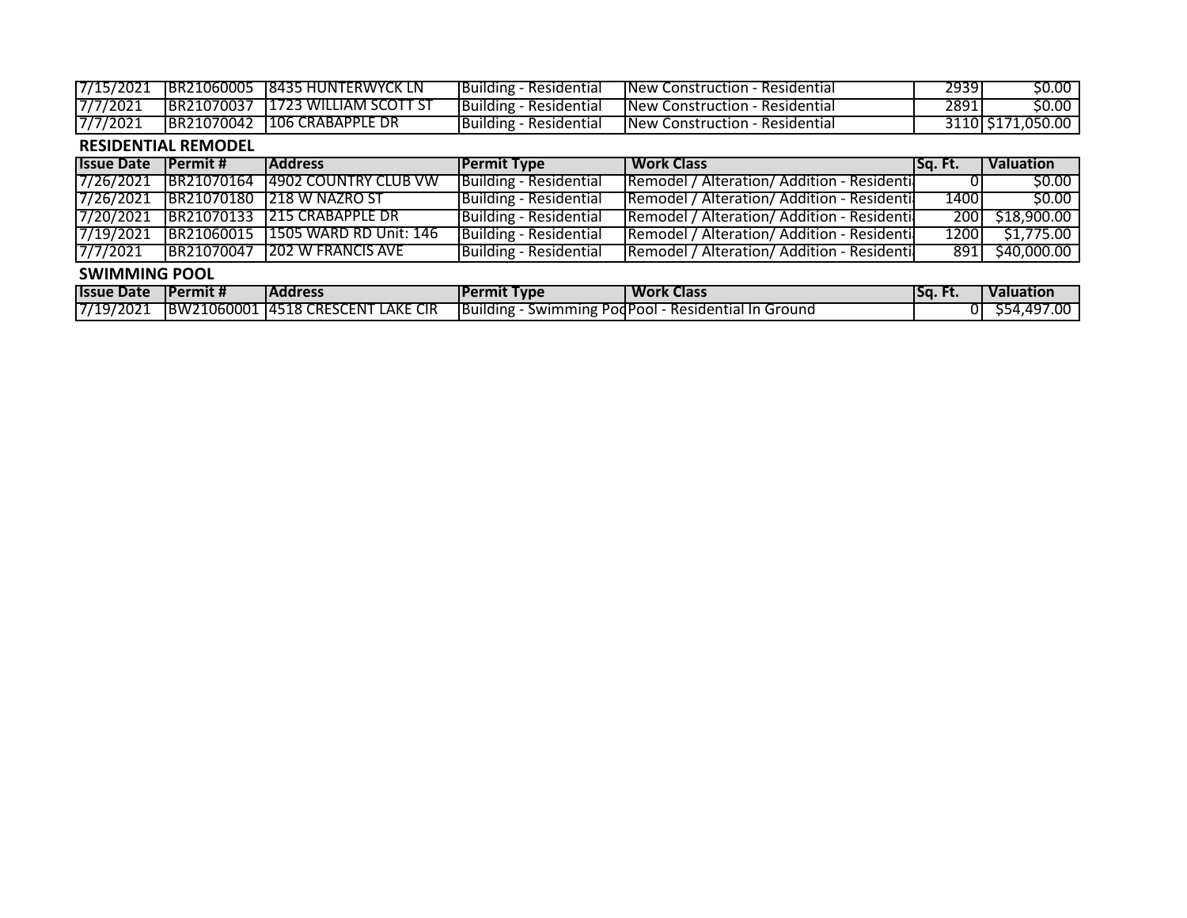| | | | | | | |
|---|---|---|---|---|---|---|
| 7/15/2021 | BR21060005 | 8435 HUNTERWYCK LN | Building - Residential | New Construction - Residential | 2939 | $0.00 |
| 7/7/2021 | BR21070037 | 1723 WILLIAM SCOTT ST | Building - Residential | New Construction - Residential | 2891 | $0.00 |
| 7/7/2021 | BR21070042 | 106 CRABAPPLE DR | Building - Residential | New Construction - Residential | 3110 | $171,050.00 |

**RESIDENTIAL REMODEL**

| Issue Date | Permit # | Address | Permit Type | Work Class | Sq. Ft. | Valuation |
|---|---|---|---|---|---|---|
| 7/26/2021 | BR21070164 | 4902 COUNTRY CLUB VW | Building - Residential | Remodel / Alteration/ Addition - Residenti | 0 | $0.00 |
| 7/26/2021 | BR21070180 | 218 W NAZRO ST | Building - Residential | Remodel / Alteration/ Addition - Residenti | 1400 | $0.00 |
| 7/20/2021 | BR21070133 | 215 CRABAPPLE DR | Building - Residential | Remodel / Alteration/ Addition - Residenti | 200 | $18,900.00 |
| 7/19/2021 | BR21060015 | 1505 WARD RD Unit: 146 | Building - Residential | Remodel / Alteration/ Addition - Residenti | 1200 | $1,775.00 |
| 7/7/2021 | BR21070047 | 202 W FRANCIS AVE | Building - Residential | Remodel / Alteration/ Addition - Residenti | 891 | $40,000.00 |

**SWIMMING POOL**

| Issue Date | Permit # | Address | Permit Type | Work Class | Sq. Ft. | Valuation |
|---|---|---|---|---|---|---|
| 7/19/2021 | BW21060001 | 4518 CRESCENT LAKE CIR | Building - Swimming Poo | Pool - Residential In Ground | 0 | $54,497.00 |